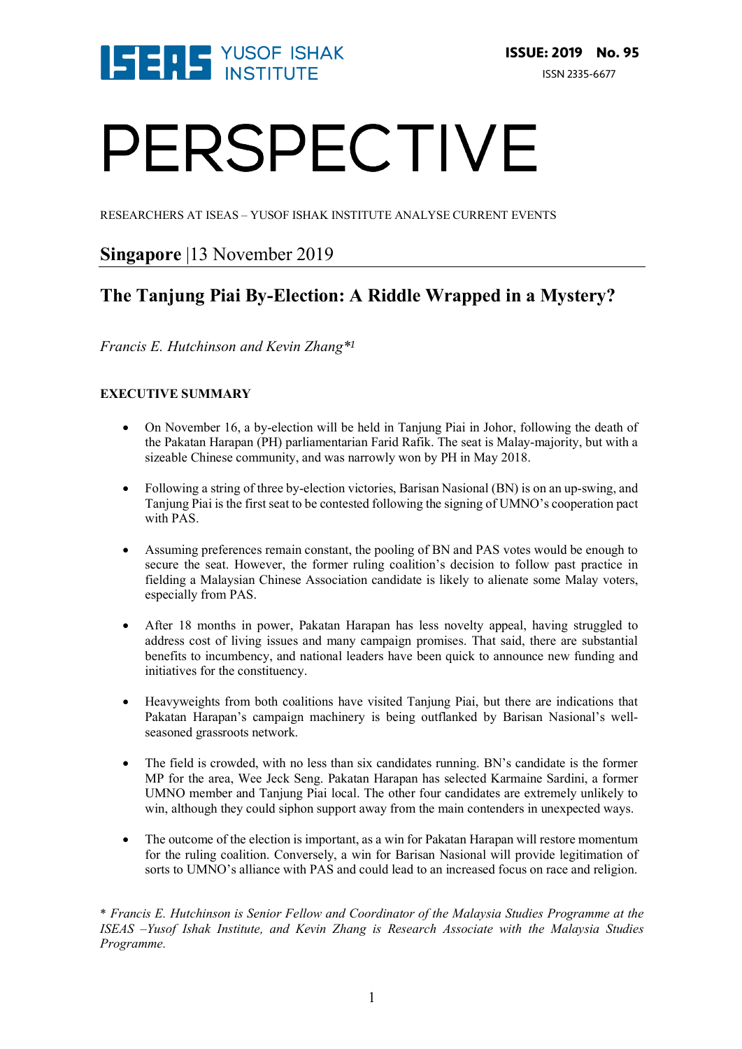ISEAS YUSOF ISHAK INSTITUTE

**ISSUE: 2019 No. 95**

ISSN 2335-6677

# PERSPECTIVE

RESEARCHERS AT ISEAS – YUSOF ISHAK INSTITUTE ANALYSE CURRENT EVENTS

## **Singapore** |13 November 2019

## The Tanjung Piai By-Election: A Riddle Wrapped in a Mystery?

*Francis E. Hutchinson and Kevin Zhang*[*1]

**EXECUTIVE SUMMARY**

- On November 16, a by-election will be held in Tanjung Piai in Johor, following the death of the Pakatan Harapan (PH) parliamentarian Farid Rafik. The seat is Malay-majority, but with a sizeable Chinese community, and was narrowly won by PH in May 2018.
- Following a string of three by-election victories, Barisan Nasional (BN) is on an up-swing, and Tanjung Piai is the first seat to be contested following the signing of UMNO's cooperation pact with PAS.
- Assuming preferences remain constant, the pooling of BN and PAS votes would be enough to secure the seat. However, the former ruling coalition's decision to follow past practice in fielding a Malaysian Chinese Association candidate is likely to alienate some Malay voters, especially from PAS.
- After 18 months in power, Pakatan Harapan has less novelty appeal, having struggled to address cost of living issues and many campaign promises. That said, there are substantial benefits to incumbency, and national leaders have been quick to announce new funding and initiatives for the constituency.
- Heavyweights from both coalitions have visited Tanjung Piai, but there are indications that Pakatan Harapan's campaign machinery is being outflanked by Barisan Nasional's well-seasoned grassroots network.
- The field is crowded, with no less than six candidates running. BN's candidate is the former MP for the area, Wee Jeck Seng. Pakatan Harapan has selected Karmaine Sardini, a former UMNO member and Tanjung Piai local. The other four candidates are extremely unlikely to win, although they could siphon support away from the main contenders in unexpected ways.
- The outcome of the election is important, as a win for Pakatan Harapan will restore momentum for the ruling coalition. Conversely, a win for Barisan Nasional will provide legitimation of sorts to UMNO's alliance with PAS and could lead to an increased focus on race and religion.

*\* Francis E. Hutchinson is Senior Fellow and Coordinator of the Malaysia Studies Programme at the ISEAS –Yusof Ishak Institute, and Kevin Zhang is Research Associate with the Malaysia Studies Programme.*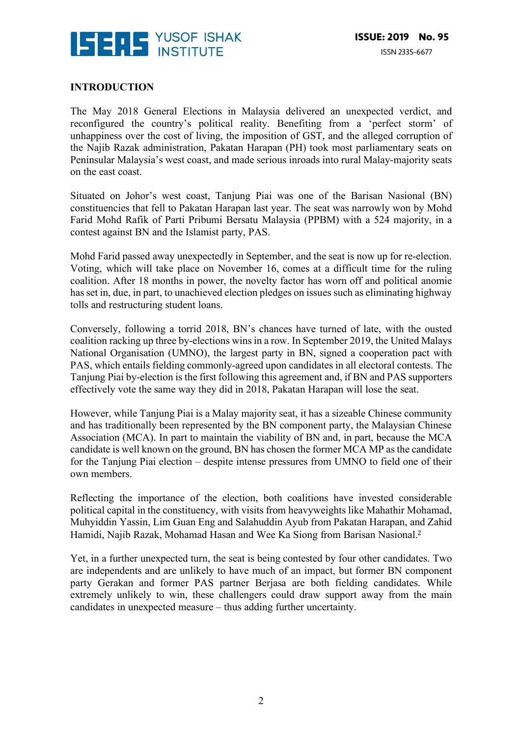## INTRODUCTION

The May 2018 General Elections in Malaysia delivered an unexpected verdict, and reconfigured the country's political reality. Benefiting from a 'perfect storm' of unhappiness over the cost of living, the imposition of GST, and the alleged corruption of the Najib Razak administration, Pakatan Harapan (PH) took most parliamentary seats on Peninsular Malaysia's west coast, and made serious inroads into rural Malay-majority seats on the east coast.

Situated on Johor's west coast, Tanjung Piai was one of the Barisan Nasional (BN) constituencies that fell to Pakatan Harapan last year. The seat was narrowly won by Mohd Farid Mohd Rafik of Parti Pribumi Bersatu Malaysia (PPBM) with a 524 majority, in a contest against BN and the Islamist party, PAS.

Mohd Farid passed away unexpectedly in September, and the seat is now up for re-election. Voting, which will take place on November 16, comes at a difficult time for the ruling coalition. After 18 months in power, the novelty factor has worn off and political anomie has set in, due, in part, to unachieved election pledges on issues such as eliminating highway tolls and restructuring student loans.

Conversely, following a torrid 2018, BN's chances have turned of late, with the ousted coalition racking up three by-elections wins in a row. In September 2019, the United Malays National Organisation (UMNO), the largest party in BN, signed a cooperation pact with PAS, which entails fielding commonly-agreed upon candidates in all electoral contests. The Tanjung Piai by-election is the first following this agreement and, if BN and PAS supporters effectively vote the same way they did in 2018, Pakatan Harapan will lose the seat.

However, while Tanjung Piai is a Malay majority seat, it has a sizeable Chinese community and has traditionally been represented by the BN component party, the Malaysian Chinese Association (MCA). In part to maintain the viability of BN and, in part, because the MCA candidate is well known on the ground, BN has chosen the former MCA MP as the candidate for the Tanjung Piai election – despite intense pressures from UMNO to field one of their own members.

Reflecting the importance of the election, both coalitions have invested considerable political capital in the constituency, with visits from heavyweights like Mahathir Mohamad, Muhyiddin Yassin, Lim Guan Eng and Salahuddin Ayub from Pakatan Harapan, and Zahid Hamidi, Najib Razak, Mohamad Hasan and Wee Ka Siong from Barisan Nasional.[2]

Yet, in a further unexpected turn, the seat is being contested by four other candidates. Two are independents and are unlikely to have much of an impact, but former BN component party Gerakan and former PAS partner Berjasa are both fielding candidates. While extremely unlikely to win, these challengers could draw support away from the main candidates in unexpected measure – thus adding further uncertainty.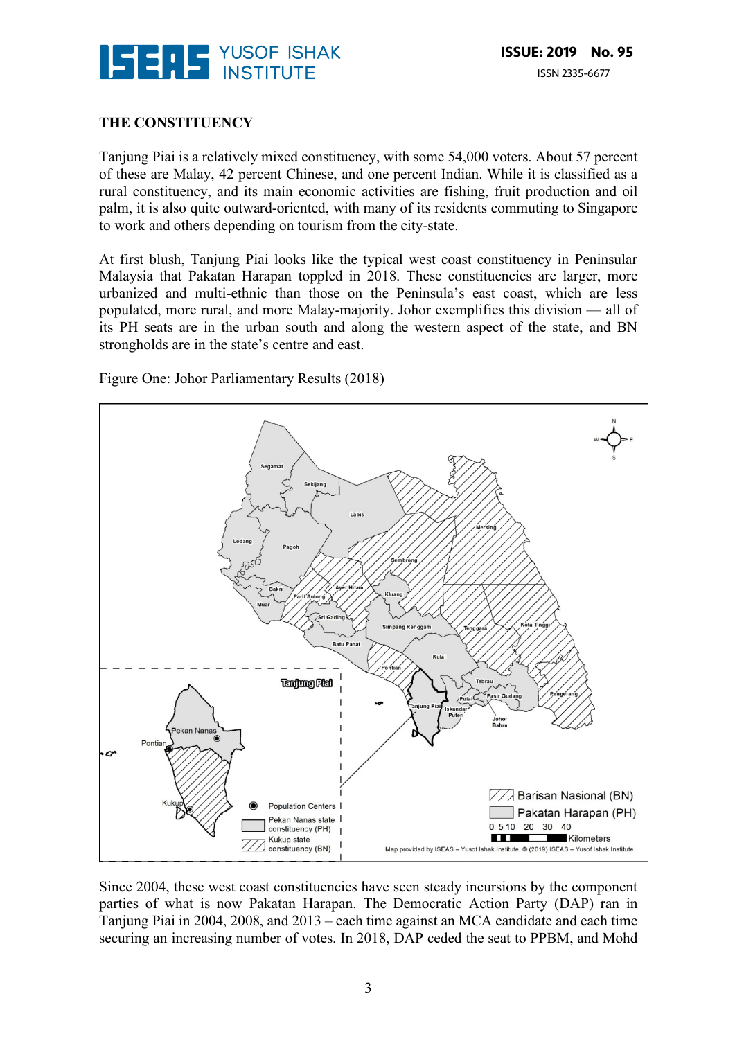## THE CONSTITUENCY

Tanjung Piai is a relatively mixed constituency, with some 54,000 voters. About 57 percent of these are Malay, 42 percent Chinese, and one percent Indian. While it is classified as a rural constituency, and its main economic activities are fishing, fruit production and oil palm, it is also quite outward-oriented, with many of its residents commuting to Singapore to work and others depending on tourism from the city-state.

At first blush, Tanjung Piai looks like the typical west coast constituency in Peninsular Malaysia that Pakatan Harapan toppled in 2018. These constituencies are larger, more urbanized and multi-ethnic than those on the Peninsula's east coast, which are less populated, more rural, and more Malay-majority. Johor exemplifies this division — all of its PH seats are in the urban south and along the western aspect of the state, and BN strongholds are in the state's centre and east.

Figure One: Johor Parliamentary Results (2018)

Since 2004, these west coast constituencies have seen steady incursions by the component parties of what is now Pakatan Harapan. The Democratic Action Party (DAP) ran in Tanjung Piai in 2004, 2008, and 2013 – each time against an MCA candidate and each time securing an increasing number of votes. In 2018, DAP ceded the seat to PPBM, and Mohd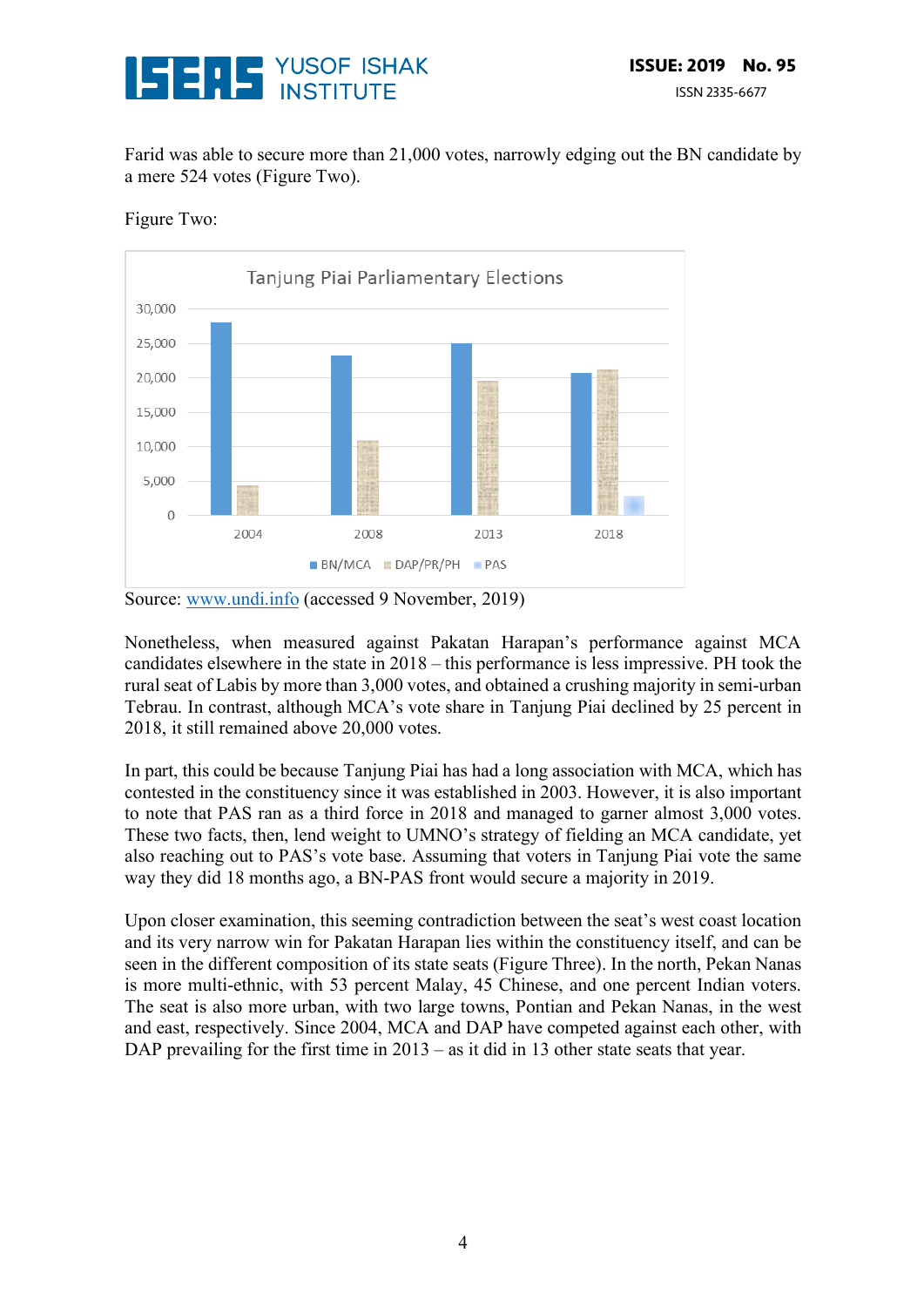Farid was able to secure more than 21,000 votes, narrowly edging out the BN candidate by a mere 524 votes (Figure Two).

Figure Two:

Source: www.undi.info (accessed 9 November, 2019)

Nonetheless, when measured against Pakatan Harapan's performance against MCA candidates elsewhere in the state in 2018 – this performance is less impressive. PH took the rural seat of Labis by more than 3,000 votes, and obtained a crushing majority in semi-urban Tebrau. In contrast, although MCA's vote share in Tanjung Piai declined by 25 percent in 2018, it still remained above 20,000 votes.

In part, this could be because Tanjung Piai has had a long association with MCA, which has contested in the constituency since it was established in 2003. However, it is also important to note that PAS ran as a third force in 2018 and managed to garner almost 3,000 votes. These two facts, then, lend weight to UMNO's strategy of fielding an MCA candidate, yet also reaching out to PAS's vote base. Assuming that voters in Tanjung Piai vote the same way they did 18 months ago, a BN-PAS front would secure a majority in 2019.

Upon closer examination, this seeming contradiction between the seat's west coast location and its very narrow win for Pakatan Harapan lies within the constituency itself, and can be seen in the different composition of its state seats (Figure Three). In the north, Pekan Nanas is more multi-ethnic, with 53 percent Malay, 45 Chinese, and one percent Indian voters. The seat is also more urban, with two large towns, Pontian and Pekan Nanas, in the west and east, respectively. Since 2004, MCA and DAP have competed against each other, with DAP prevailing for the first time in 2013 – as it did in 13 other state seats that year.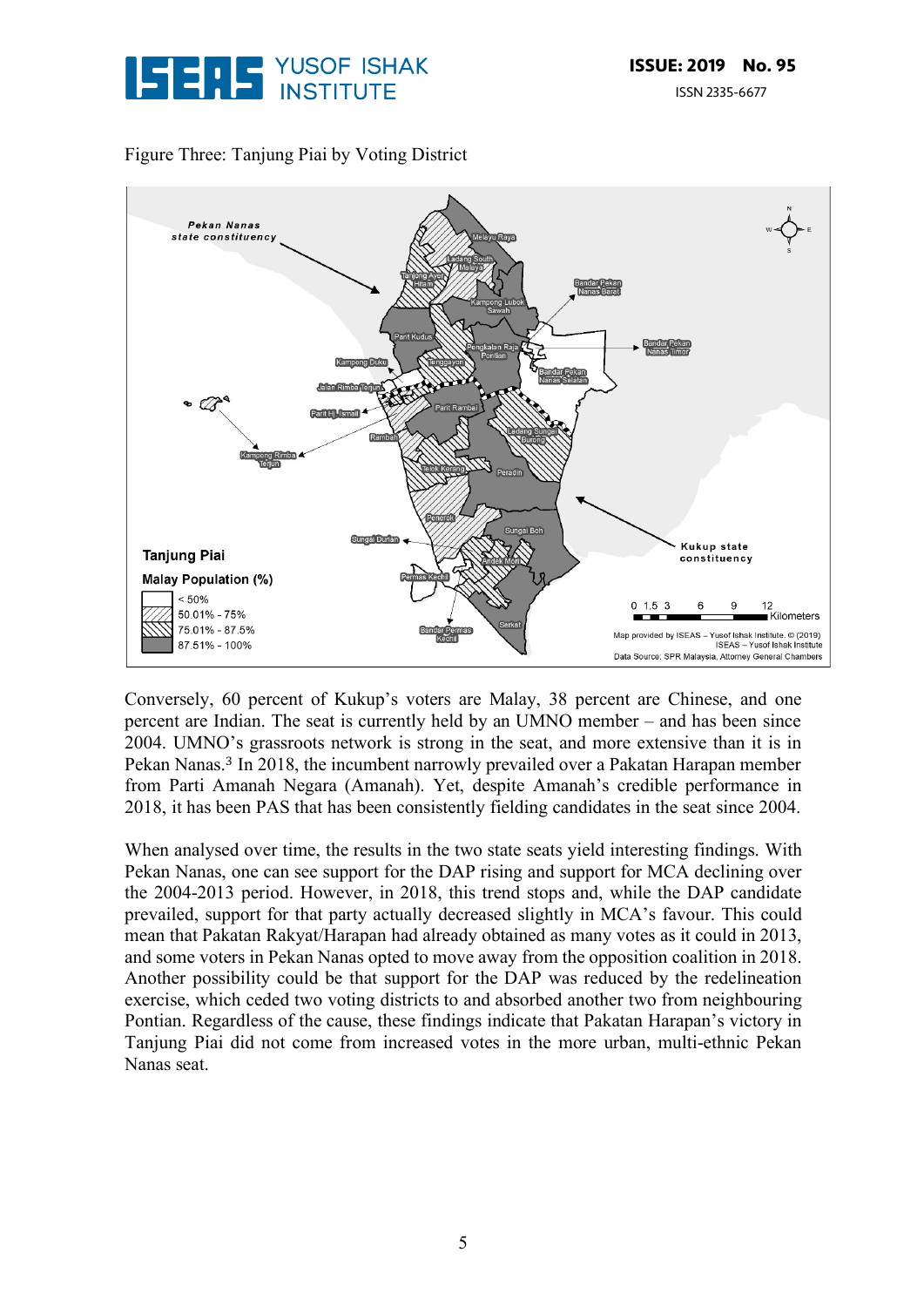Figure Three: Tanjung Piai by Voting District

Conversely, 60 percent of Kukup's voters are Malay, 38 percent are Chinese, and one percent are Indian. The seat is currently held by an UMNO member – and has been since 2004. UMNO's grassroots network is strong in the seat, and more extensive than it is in Pekan Nanas.[3] In 2018, the incumbent narrowly prevailed over a Pakatan Harapan member from Parti Amanah Negara (Amanah). Yet, despite Amanah's credible performance in 2018, it has been PAS that has been consistently fielding candidates in the seat since 2004.

When analysed over time, the results in the two state seats yield interesting findings. With Pekan Nanas, one can see support for the DAP rising and support for MCA declining over the 2004-2013 period. However, in 2018, this trend stops and, while the DAP candidate prevailed, support for that party actually decreased slightly in MCA's favour. This could mean that Pakatan Rakyat/Harapan had already obtained as many votes as it could in 2013, and some voters in Pekan Nanas opted to move away from the opposition coalition in 2018. Another possibility could be that support for the DAP was reduced by the redelineation exercise, which ceded two voting districts to and absorbed another two from neighbouring Pontian. Regardless of the cause, these findings indicate that Pakatan Harapan's victory in Tanjung Piai did not come from increased votes in the more urban, multi-ethnic Pekan Nanas seat.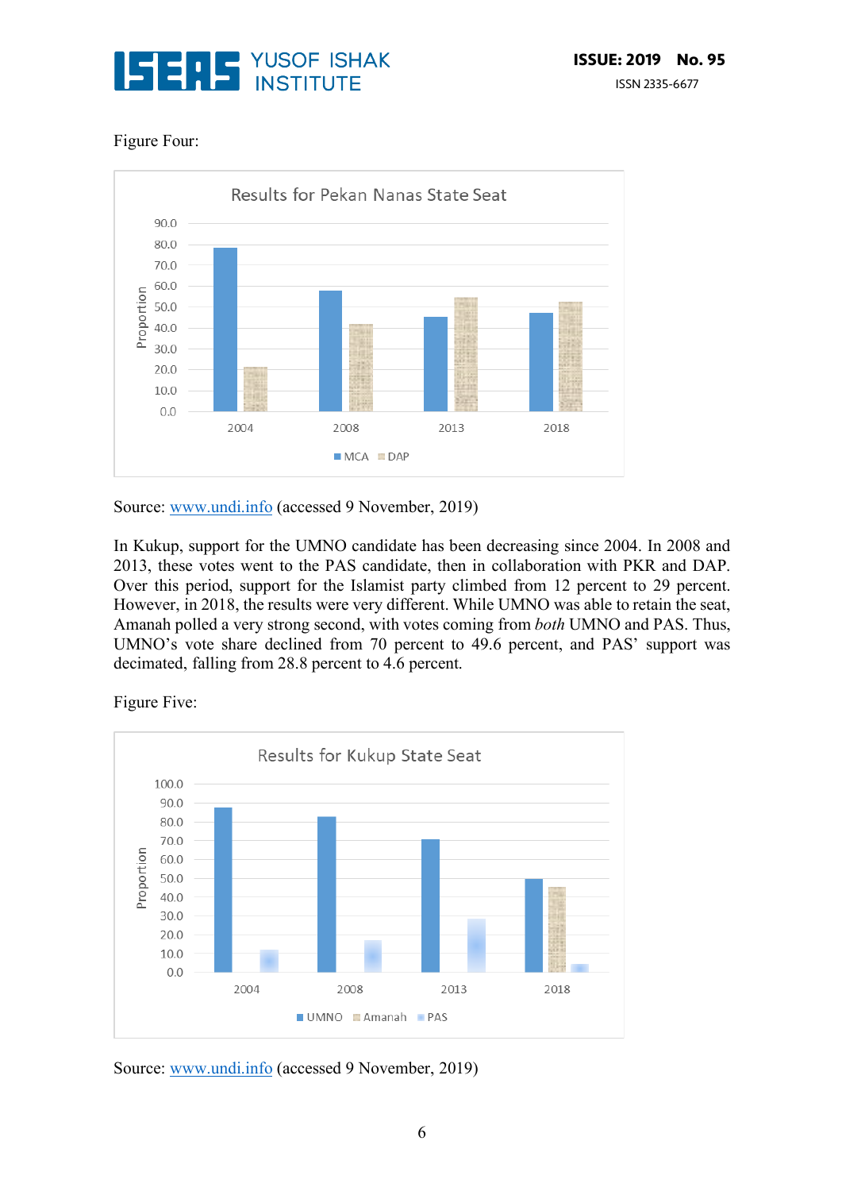Figure Four:

Source: [www.undi.info](http://www.undi.info) (accessed 9 November, 2019)

In Kukup, support for the UMNO candidate has been decreasing since 2004. In 2008 and 2013, these votes went to the PAS candidate, then in collaboration with PKR and DAP. Over this period, support for the Islamist party climbed from 12 percent to 29 percent. However, in 2018, the results were very different. While UMNO was able to retain the seat, Amanah polled a very strong second, with votes coming from *both* UMNO and PAS. Thus, UMNO's vote share declined from 70 percent to 49.6 percent, and PAS' support was decimated, falling from 28.8 percent to 4.6 percent.

Figure Five:

Source: [www.undi.info](http://www.undi.info) (accessed 9 November, 2019)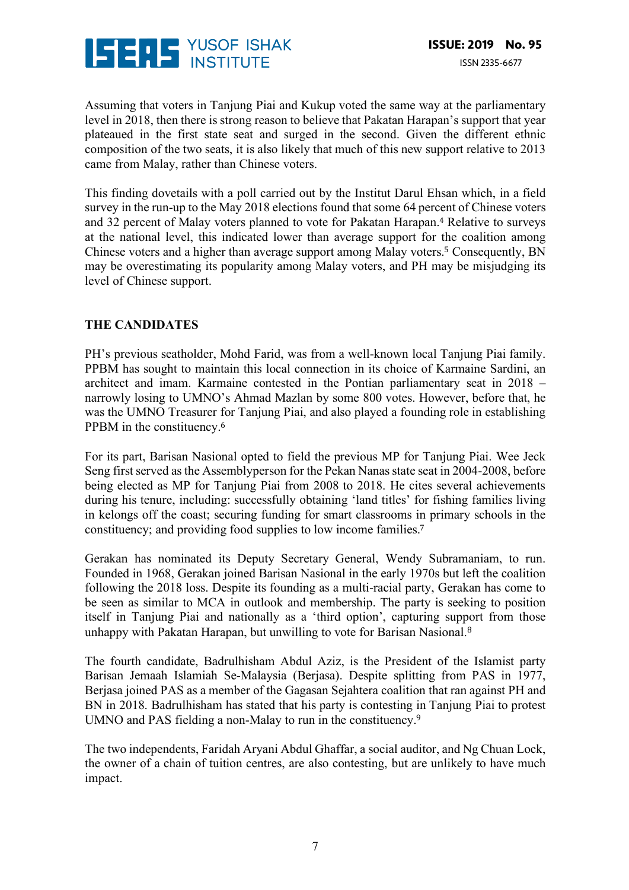Assuming that voters in Tanjung Piai and Kukup voted the same way at the parliamentary level in 2018, then there is strong reason to believe that Pakatan Harapan's support that year plateaued in the first state seat and surged in the second. Given the different ethnic composition of the two seats, it is also likely that much of this new support relative to 2013 came from Malay, rather than Chinese voters.

This finding dovetails with a poll carried out by the Institut Darul Ehsan which, in a field survey in the run-up to the May 2018 elections found that some 64 percent of Chinese voters and 32 percent of Malay voters planned to vote for Pakatan Harapan.[4] Relative to surveys at the national level, this indicated lower than average support for the coalition among Chinese voters and a higher than average support among Malay voters.[5] Consequently, BN may be overestimating its popularity among Malay voters, and PH may be misjudging its level of Chinese support.

## THE CANDIDATES

PH's previous seatholder, Mohd Farid, was from a well-known local Tanjung Piai family. PPBM has sought to maintain this local connection in its choice of Karmaine Sardini, an architect and imam. Karmaine contested in the Pontian parliamentary seat in 2018 – narrowly losing to UMNO's Ahmad Mazlan by some 800 votes. However, before that, he was the UMNO Treasurer for Tanjung Piai, and also played a founding role in establishing PPBM in the constituency.[6]

For its part, Barisan Nasional opted to field the previous MP for Tanjung Piai. Wee Jeck Seng first served as the Assemblyperson for the Pekan Nanas state seat in 2004-2008, before being elected as MP for Tanjung Piai from 2008 to 2018. He cites several achievements during his tenure, including: successfully obtaining 'land titles' for fishing families living in kelongs off the coast; securing funding for smart classrooms in primary schools in the constituency; and providing food supplies to low income families.[7]

Gerakan has nominated its Deputy Secretary General, Wendy Subramaniam, to run. Founded in 1968, Gerakan joined Barisan Nasional in the early 1970s but left the coalition following the 2018 loss. Despite its founding as a multi-racial party, Gerakan has come to be seen as similar to MCA in outlook and membership. The party is seeking to position itself in Tanjung Piai and nationally as a 'third option', capturing support from those unhappy with Pakatan Harapan, but unwilling to vote for Barisan Nasional.[8]

The fourth candidate, Badrulhisham Abdul Aziz, is the President of the Islamist party Barisan Jemaah Islamiah Se-Malaysia (Berjasa). Despite splitting from PAS in 1977, Berjasa joined PAS as a member of the Gagasan Sejahtera coalition that ran against PH and BN in 2018. Badrulhisham has stated that his party is contesting in Tanjung Piai to protest UMNO and PAS fielding a non-Malay to run in the constituency.[9]

The two independents, Faridah Aryani Abdul Ghaffar, a social auditor, and Ng Chuan Lock, the owner of a chain of tuition centres, are also contesting, but are unlikely to have much impact.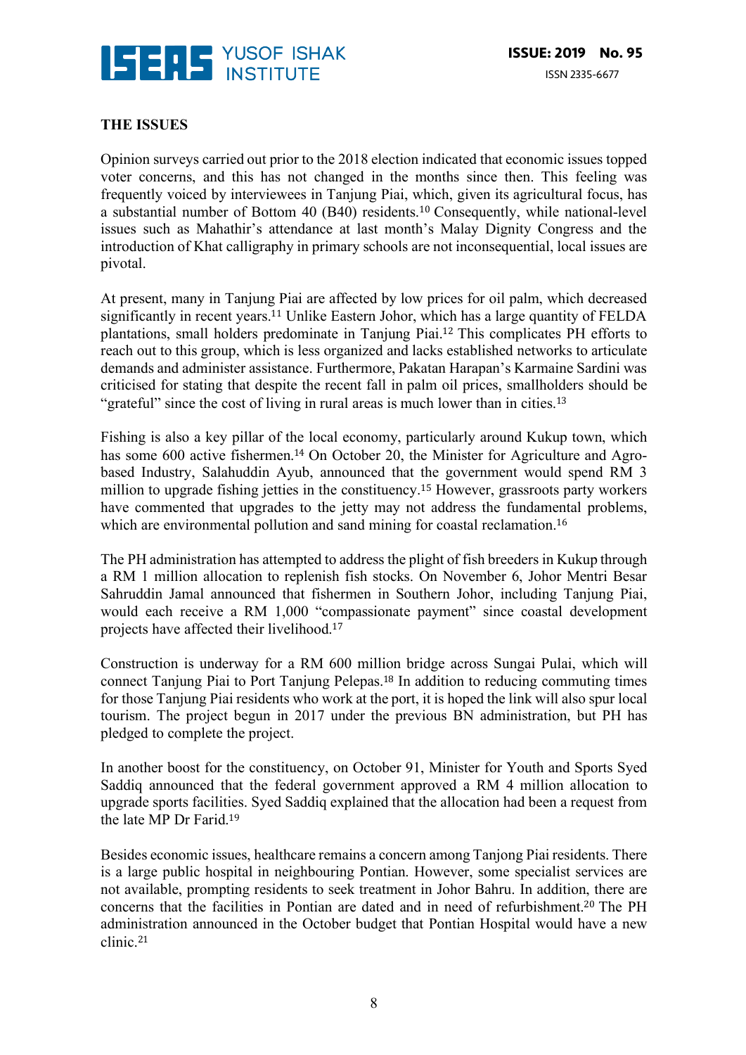**THE ISSUES**

Opinion surveys carried out prior to the 2018 election indicated that economic issues topped voter concerns, and this has not changed in the months since then. This feeling was frequently voiced by interviewees in Tanjung Piai, which, given its agricultural focus, has a substantial number of Bottom 40 (B40) residents.[10] Consequently, while national-level issues such as Mahathir's attendance at last month's Malay Dignity Congress and the introduction of Khat calligraphy in primary schools are not inconsequential, local issues are pivotal.

At present, many in Tanjung Piai are affected by low prices for oil palm, which decreased significantly in recent years.[11] Unlike Eastern Johor, which has a large quantity of FELDA plantations, small holders predominate in Tanjung Piai.[12] This complicates PH efforts to reach out to this group, which is less organized and lacks established networks to articulate demands and administer assistance. Furthermore, Pakatan Harapan's Karmaine Sardini was criticised for stating that despite the recent fall in palm oil prices, smallholders should be "grateful" since the cost of living in rural areas is much lower than in cities.[13]

Fishing is also a key pillar of the local economy, particularly around Kukup town, which has some 600 active fishermen.[14] On October 20, the Minister for Agriculture and Agro-based Industry, Salahuddin Ayub, announced that the government would spend RM 3 million to upgrade fishing jetties in the constituency.[15] However, grassroots party workers have commented that upgrades to the jetty may not address the fundamental problems, which are environmental pollution and sand mining for coastal reclamation.[16]

The PH administration has attempted to address the plight of fish breeders in Kukup through a RM 1 million allocation to replenish fish stocks. On November 6, Johor Mentri Besar Sahruddin Jamal announced that fishermen in Southern Johor, including Tanjung Piai, would each receive a RM 1,000 "compassionate payment" since coastal development projects have affected their livelihood.[17]

Construction is underway for a RM 600 million bridge across Sungai Pulai, which will connect Tanjung Piai to Port Tanjung Pelepas.[18] In addition to reducing commuting times for those Tanjung Piai residents who work at the port, it is hoped the link will also spur local tourism. The project begun in 2017 under the previous BN administration, but PH has pledged to complete the project.

In another boost for the constituency, on October 91, Minister for Youth and Sports Syed Saddiq announced that the federal government approved a RM 4 million allocation to upgrade sports facilities. Syed Saddiq explained that the allocation had been a request from the late MP Dr Farid.[19]

Besides economic issues, healthcare remains a concern among Tanjong Piai residents. There is a large public hospital in neighbouring Pontian. However, some specialist services are not available, prompting residents to seek treatment in Johor Bahru. In addition, there are concerns that the facilities in Pontian are dated and in need of refurbishment.[20] The PH administration announced in the October budget that Pontian Hospital would have a new clinic.[21]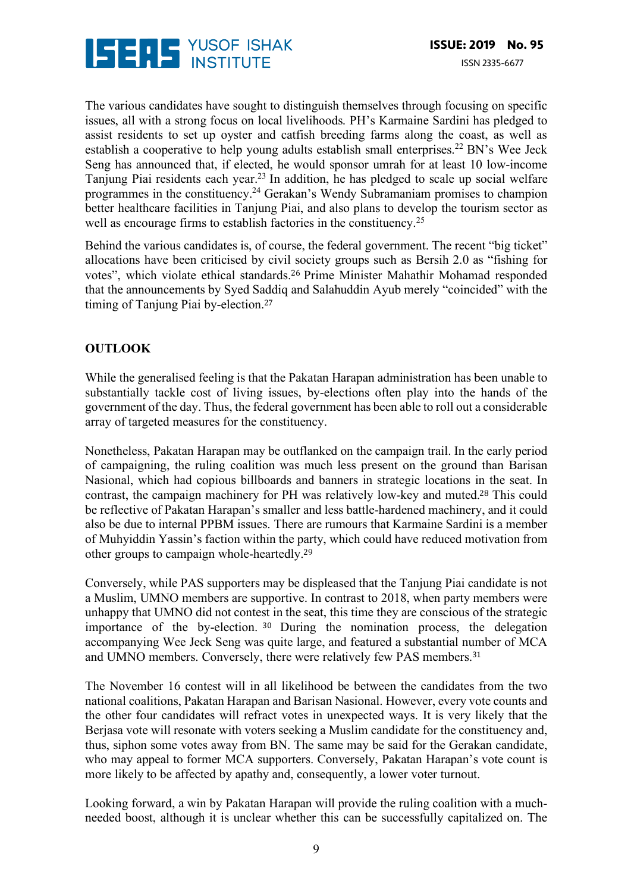The various candidates have sought to distinguish themselves through focusing on specific issues, all with a strong focus on local livelihoods. PH's Karmaine Sardini has pledged to assist residents to set up oyster and catfish breeding farms along the coast, as well as establish a cooperative to help young adults establish small enterprises.[22] BN's Wee Jeck Seng has announced that, if elected, he would sponsor umrah for at least 10 low-income Tanjung Piai residents each year.[23] In addition, he has pledged to scale up social welfare programmes in the constituency.[24] Gerakan's Wendy Subramaniam promises to champion better healthcare facilities in Tanjung Piai, and also plans to develop the tourism sector as well as encourage firms to establish factories in the constituency.[25]

Behind the various candidates is, of course, the federal government. The recent "big ticket" allocations have been criticised by civil society groups such as Bersih 2.0 as "fishing for votes", which violate ethical standards.[26] Prime Minister Mahathir Mohamad responded that the announcements by Syed Saddiq and Salahuddin Ayub merely "coincided" with the timing of Tanjung Piai by-election.[27]

## OUTLOOK

While the generalised feeling is that the Pakatan Harapan administration has been unable to substantially tackle cost of living issues, by-elections often play into the hands of the government of the day. Thus, the federal government has been able to roll out a considerable array of targeted measures for the constituency.

Nonetheless, Pakatan Harapan may be outflanked on the campaign trail. In the early period of campaigning, the ruling coalition was much less present on the ground than Barisan Nasional, which had copious billboards and banners in strategic locations in the seat. In contrast, the campaign machinery for PH was relatively low-key and muted.[28] This could be reflective of Pakatan Harapan's smaller and less battle-hardened machinery, and it could also be due to internal PPBM issues. There are rumours that Karmaine Sardini is a member of Muhyiddin Yassin's faction within the party, which could have reduced motivation from other groups to campaign whole-heartedly.[29]

Conversely, while PAS supporters may be displeased that the Tanjung Piai candidate is not a Muslim, UMNO members are supportive. In contrast to 2018, when party members were unhappy that UMNO did not contest in the seat, this time they are conscious of the strategic importance of the by-election.[30] During the nomination process, the delegation accompanying Wee Jeck Seng was quite large, and featured a substantial number of MCA and UMNO members. Conversely, there were relatively few PAS members.[31]

The November 16 contest will in all likelihood be between the candidates from the two national coalitions, Pakatan Harapan and Barisan Nasional. However, every vote counts and the other four candidates will refract votes in unexpected ways. It is very likely that the Berjasa vote will resonate with voters seeking a Muslim candidate for the constituency and, thus, siphon some votes away from BN. The same may be said for the Gerakan candidate, who may appeal to former MCA supporters. Conversely, Pakatan Harapan's vote count is more likely to be affected by apathy and, consequently, a lower voter turnout.

Looking forward, a win by Pakatan Harapan will provide the ruling coalition with a much-needed boost, although it is unclear whether this can be successfully capitalized on. The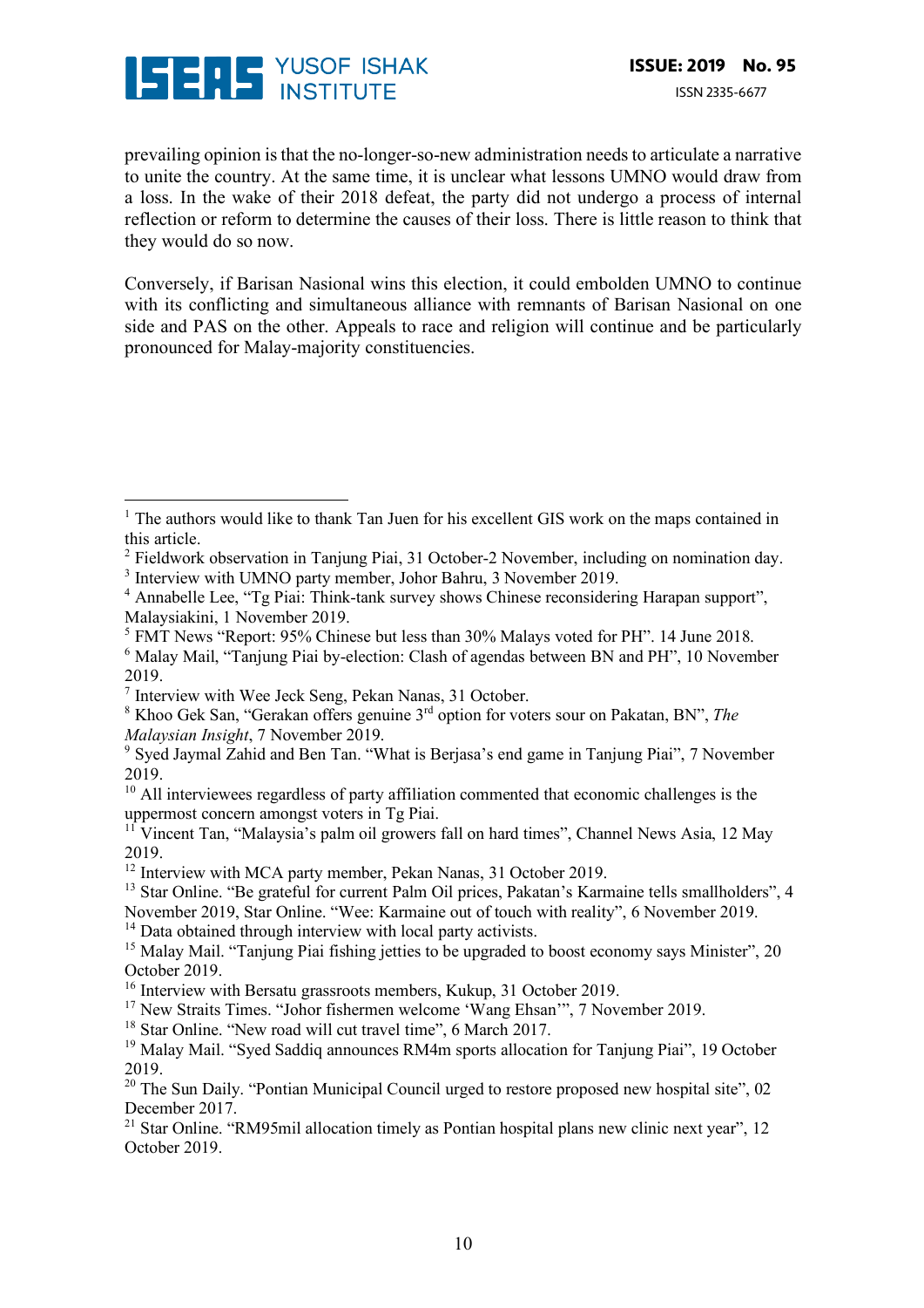prevailing opinion is that the no-longer-so-new administration needs to articulate a narrative to unite the country. At the same time, it is unclear what lessons UMNO would draw from a loss. In the wake of their 2018 defeat, the party did not undergo a process of internal reflection or reform to determine the causes of their loss. There is little reason to think that they would do so now.

Conversely, if Barisan Nasional wins this election, it could embolden UMNO to continue with its conflicting and simultaneous alliance with remnants of Barisan Nasional on one side and PAS on the other. Appeals to race and religion will continue and be particularly pronounced for Malay-majority constituencies.

---

[1] The authors would like to thank Tan Juen for his excellent GIS work on the maps contained in this article.

[2] Fieldwork observation in Tanjung Piai, 31 October-2 November, including on nomination day.

[3] Interview with UMNO party member, Johor Bahru, 3 November 2019.

[4] Annabelle Lee, "Tg Piai: Think-tank survey shows Chinese reconsidering Harapan support", Malaysiakini, 1 November 2019.

[5] FMT News "Report: 95% Chinese but less than 30% Malays voted for PH". 14 June 2018.

[6] Malay Mail, "Tanjung Piai by-election: Clash of agendas between BN and PH", 10 November 2019.

[7] Interview with Wee Jeck Seng, Pekan Nanas, 31 October.

[8] Khoo Gek San, "Gerakan offers genuine 3rd option for voters sour on Pakatan, BN", *The Malaysian Insight*, 7 November 2019.

[9] Syed Jaymal Zahid and Ben Tan. "What is Berjasa's end game in Tanjung Piai", 7 November 2019.

[10] All interviewees regardless of party affiliation commented that economic challenges is the uppermost concern amongst voters in Tg Piai.

[11] Vincent Tan, "Malaysia's palm oil growers fall on hard times", Channel News Asia, 12 May 2019.

[12] Interview with MCA party member, Pekan Nanas, 31 October 2019.

[13] Star Online. "Be grateful for current Palm Oil prices, Pakatan's Karmaine tells smallholders", 4 November 2019, Star Online. "Wee: Karmaine out of touch with reality", 6 November 2019.

[14] Data obtained through interview with local party activists.

[15] Malay Mail. "Tanjung Piai fishing jetties to be upgraded to boost economy says Minister", 20 October 2019.

[16] Interview with Bersatu grassroots members, Kukup, 31 October 2019.

[17] New Straits Times. "Johor fishermen welcome 'Wang Ehsan'", 7 November 2019.

[18] Star Online. "New road will cut travel time", 6 March 2017.

[19] Malay Mail. "Syed Saddiq announces RM4m sports allocation for Tanjung Piai", 19 October 2019.

[20] The Sun Daily. "Pontian Municipal Council urged to restore proposed new hospital site", 02 December 2017.

[21] Star Online. "RM95mil allocation timely as Pontian hospital plans new clinic next year", 12 October 2019.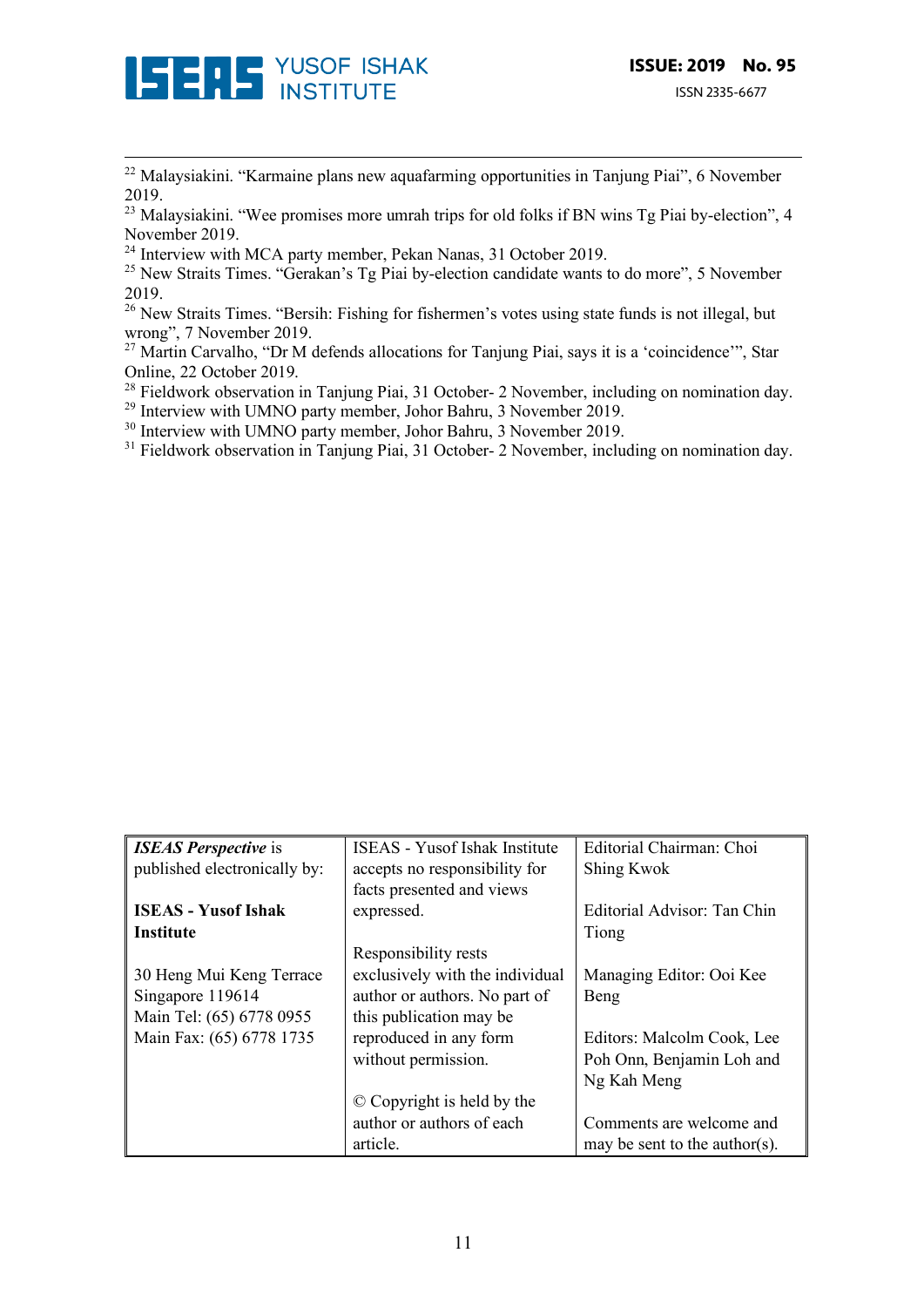[22] Malaysiakini. “Karmaine plans new aquafarming opportunities in Tanjung Piai”, 6 November 2019.
[23] Malaysiakini. “Wee promises more umrah trips for old folks if BN wins Tg Piai by-election”, 4 November 2019.
[24] Interview with MCA party member, Pekan Nanas, 31 October 2019.
[25] New Straits Times. “Gerakan’s Tg Piai by-election candidate wants to do more”, 5 November 2019.
[26] New Straits Times. “Bersih: Fishing for fishermen’s votes using state funds is not illegal, but wrong”, 7 November 2019.
[27] Martin Carvalho, “Dr M defends allocations for Tanjung Piai, says it is a ‘coincidence’”, Star Online, 22 October 2019.
[28] Fieldwork observation in Tanjung Piai, 31 October- 2 November, including on nomination day.
[29] Interview with UMNO party member, Johor Bahru, 3 November 2019.
[30] Interview with UMNO party member, Johor Bahru, 3 November 2019.
[31] Fieldwork observation in Tanjung Piai, 31 October- 2 November, including on nomination day.

| | | |
|---|---|---|
| ***ISEAS Perspective*** is published electronically by:<br><br>**ISEAS - Yusof Ishak Institute**<br><br>30 Heng Mui Keng Terrace<br>Singapore 119614<br>Main Tel: (65) 6778 0955<br>Main Fax: (65) 6778 1735 | ISEAS - Yusof Ishak Institute accepts no responsibility for facts presented and views expressed.<br><br>Responsibility rests exclusively with the individual author or authors. No part of this publication may be reproduced in any form without permission.<br><br>© Copyright is held by the author or authors of each article. | Editorial Chairman: Choi Shing Kwok<br><br>Editorial Advisor: Tan Chin Tiong<br><br>Managing Editor: Ooi Kee Beng<br><br>Editors: Malcolm Cook, Lee Poh Onn, Benjamin Loh and Ng Kah Meng<br><br>Comments are welcome and may be sent to the author(s). |